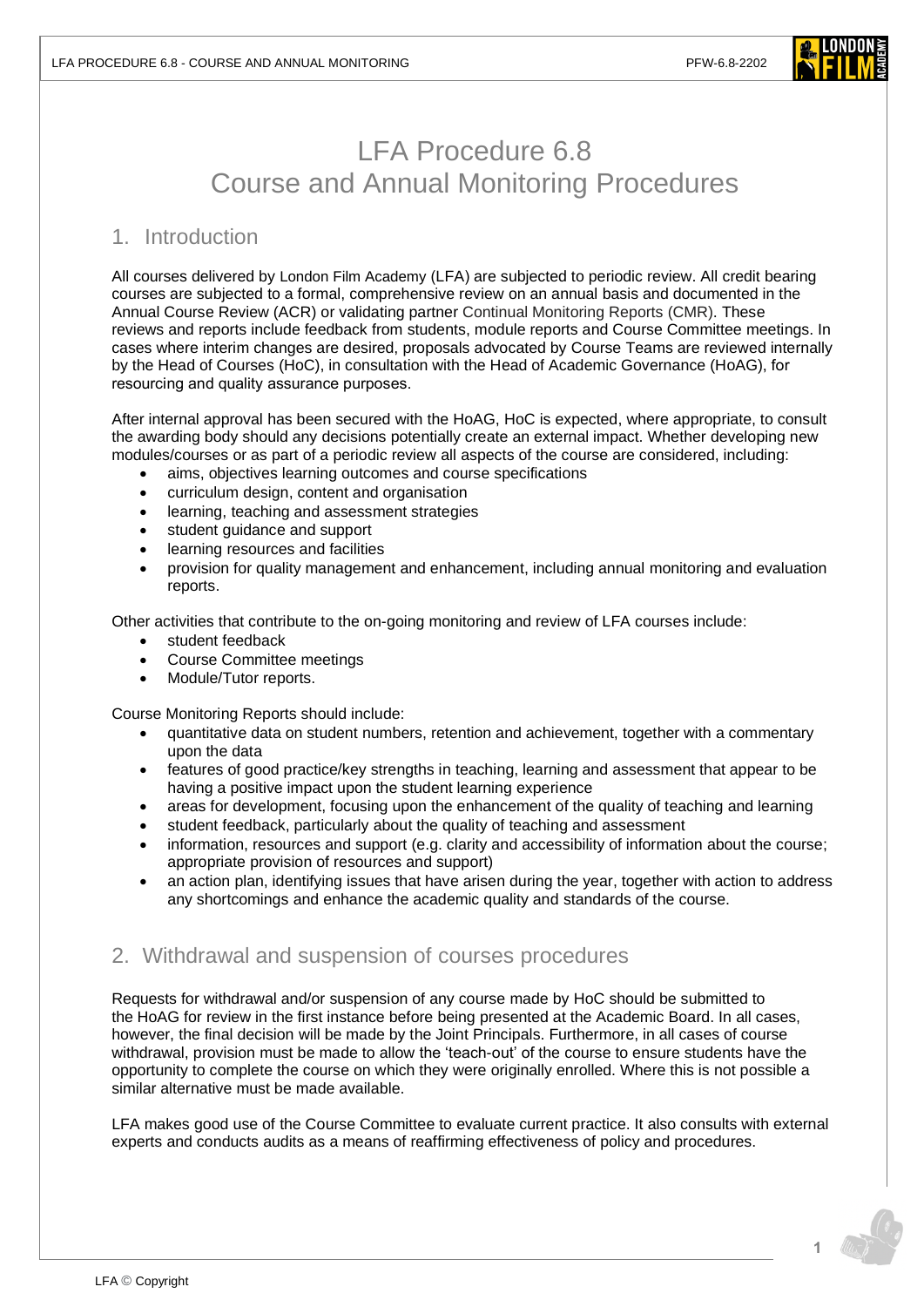# LFA Procedure 6.8
# Course and Annual Monitoring Procedures

## 1. Introduction

All courses delivered by London Film Academy (LFA) are subjected to periodic review. All credit bearing courses are subjected to a formal, comprehensive review on an annual basis and documented in the Annual Course Review (ACR) or validating partner Continual Monitoring Reports (CMR). These reviews and reports include feedback from students, module reports and Course Committee meetings. In cases where interim changes are desired, proposals advocated by Course Teams are reviewed internally by the Head of Courses (HoC), in consultation with the Head of Academic Governance (HoAG), for resourcing and quality assurance purposes.

After internal approval has been secured with the HoAG, HoC is expected, where appropriate, to consult the awarding body should any decisions potentially create an external impact. Whether developing new modules/courses or as part of a periodic review all aspects of the course are considered, including:

- aims, objectives learning outcomes and course specifications
- curriculum design, content and organisation
- learning, teaching and assessment strategies
- student guidance and support
- learning resources and facilities
- provision for quality management and enhancement, including annual monitoring and evaluation reports.

Other activities that contribute to the on-going monitoring and review of LFA courses include:

- student feedback
- Course Committee meetings
- Module/Tutor reports.

Course Monitoring Reports should include:

- quantitative data on student numbers, retention and achievement, together with a commentary upon the data
- features of good practice/key strengths in teaching, learning and assessment that appear to be having a positive impact upon the student learning experience
- areas for development, focusing upon the enhancement of the quality of teaching and learning
- student feedback, particularly about the quality of teaching and assessment
- information, resources and support (e.g. clarity and accessibility of information about the course; appropriate provision of resources and support)
- an action plan, identifying issues that have arisen during the year, together with action to address any shortcomings and enhance the academic quality and standards of the course.

## 2. Withdrawal and suspension of courses procedures

Requests for withdrawal and/or suspension of any course made by HoC should be submitted to the HoAG for review in the first instance before being presented at the Academic Board. In all cases, however, the final decision will be made by the Joint Principals. Furthermore, in all cases of course withdrawal, provision must be made to allow the 'teach-out' of the course to ensure students have the opportunity to complete the course on which they were originally enrolled. Where this is not possible a similar alternative must be made available.

LFA makes good use of the Course Committee to evaluate current practice. It also consults with external experts and conducts audits as a means of reaffirming effectiveness of policy and procedures.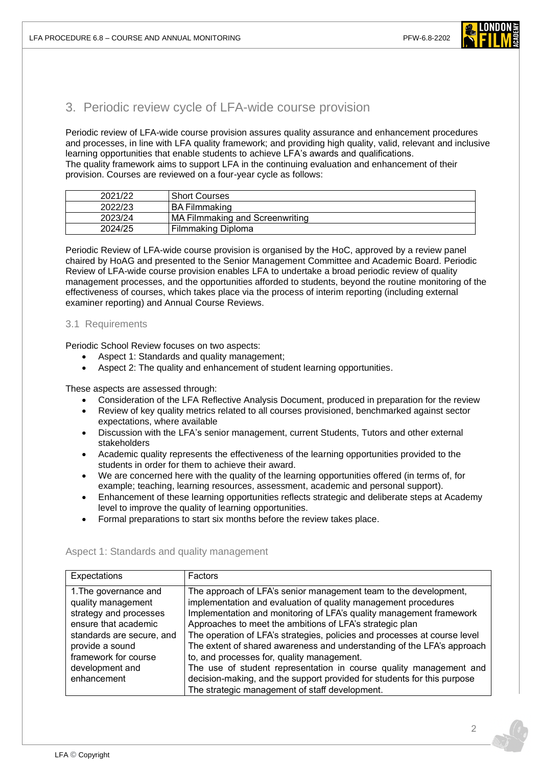## 3. Periodic review cycle of LFA-wide course provision

Periodic review of LFA-wide course provision assures quality assurance and enhancement procedures and processes, in line with LFA quality framework; and providing high quality, valid, relevant and inclusive learning opportunities that enable students to achieve LFA's awards and qualifications.
The quality framework aims to support LFA in the continuing evaluation and enhancement of their provision. Courses are reviewed on a four-year cycle as follows:

| | |
|---|---|
| 2021/22 | Short Courses |
| 2022/23 | BA Filmmaking |
| 2023/24 | MA Filmmaking and Screenwriting |
| 2024/25 | Filmmaking Diploma |

Periodic Review of LFA-wide course provision is organised by the HoC, approved by a review panel chaired by HoAG and presented to the Senior Management Committee and Academic Board. Periodic Review of LFA-wide course provision enables LFA to undertake a broad periodic review of quality management processes, and the opportunities afforded to students, beyond the routine monitoring of the effectiveness of courses, which takes place via the process of interim reporting (including external examiner reporting) and Annual Course Reviews.

### 3.1 Requirements

Periodic School Review focuses on two aspects:

- Aspect 1: Standards and quality management;
- Aspect 2: The quality and enhancement of student learning opportunities.

These aspects are assessed through:

- Consideration of the LFA Reflective Analysis Document, produced in preparation for the review
- Review of key quality metrics related to all courses provisioned, benchmarked against sector expectations, where available
- Discussion with the LFA's senior management, current Students, Tutors and other external stakeholders
- Academic quality represents the effectiveness of the learning opportunities provided to the students in order for them to achieve their award.
- We are concerned here with the quality of the learning opportunities offered (in terms of, for example; teaching, learning resources, assessment, academic and personal support).
- Enhancement of these learning opportunities reflects strategic and deliberate steps at Academy level to improve the quality of learning opportunities.
- Formal preparations to start six months before the review takes place.

#### Aspect 1: Standards and quality management

| Expectations | Factors |
|---|---|
| 1.The governance and quality management strategy and processes ensure that academic standards are secure, and provide a sound framework for course development and enhancement | The approach of LFA's senior management team to the development, implementation and evaluation of quality management procedures<br>Implementation and monitoring of LFA's quality management framework<br>Approaches to meet the ambitions of LFA's strategic plan<br>The operation of LFA's strategies, policies and processes at course level<br>The extent of shared awareness and understanding of the LFA's approach to, and processes for, quality management.<br>The use of student representation in course quality management and decision-making, and the support provided for students for this purpose<br>The strategic management of staff development. |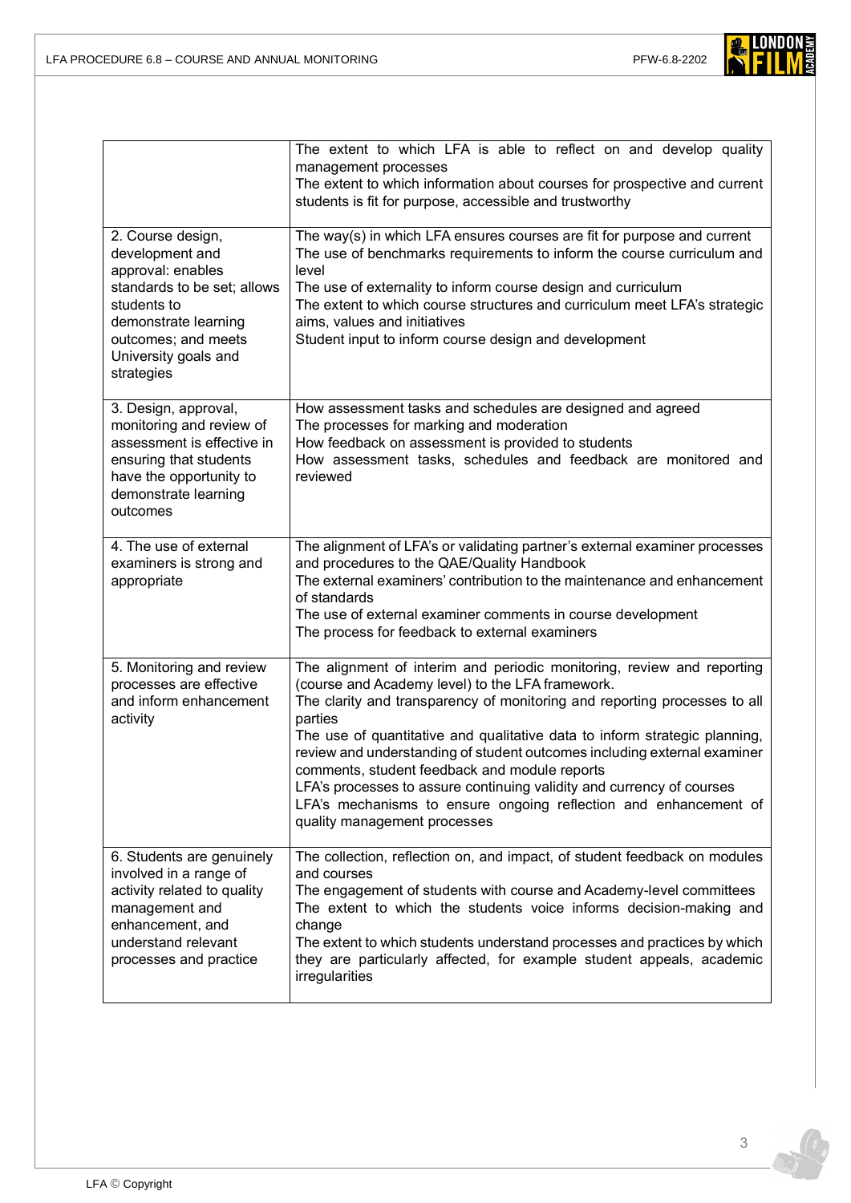| | |
|---|---|
| | The extent to which LFA is able to reflect on and develop quality management processes<br>The extent to which information about courses for prospective and current students is fit for purpose, accessible and trustworthy |
| 2. Course design, development and approval: enables standards to be set; allows students to demonstrate learning outcomes; and meets University goals and strategies | The way(s) in which LFA ensures courses are fit for purpose and current<br>The use of benchmarks requirements to inform the course curriculum and level<br>The use of externality to inform course design and curriculum<br>The extent to which course structures and curriculum meet LFA's strategic aims, values and initiatives<br>Student input to inform course design and development |
| 3. Design, approval, monitoring and review of assessment is effective in ensuring that students have the opportunity to demonstrate learning outcomes | How assessment tasks and schedules are designed and agreed<br>The processes for marking and moderation<br>How feedback on assessment is provided to students<br>How assessment tasks, schedules and feedback are monitored and reviewed |
| 4. The use of external examiners is strong and appropriate | The alignment of LFA's or validating partner's external examiner processes and procedures to the QAE/Quality Handbook<br>The external examiners' contribution to the maintenance and enhancement of standards<br>The use of external examiner comments in course development<br>The process for feedback to external examiners |
| 5. Monitoring and review processes are effective and inform enhancement activity | The alignment of interim and periodic monitoring, review and reporting (course and Academy level) to the LFA framework.<br>The clarity and transparency of monitoring and reporting processes to all parties<br>The use of quantitative and qualitative data to inform strategic planning, review and understanding of student outcomes including external examiner comments, student feedback and module reports<br>LFA's processes to assure continuing validity and currency of courses<br>LFA's mechanisms to ensure ongoing reflection and enhancement of quality management processes |
| 6. Students are genuinely involved in a range of activity related to quality management and enhancement, and understand relevant processes and practice | The collection, reflection on, and impact, of student feedback on modules and courses<br>The engagement of students with course and Academy-level committees<br>The extent to which the students voice informs decision-making and change<br>The extent to which students understand processes and practices by which they are particularly affected, for example student appeals, academic irregularities |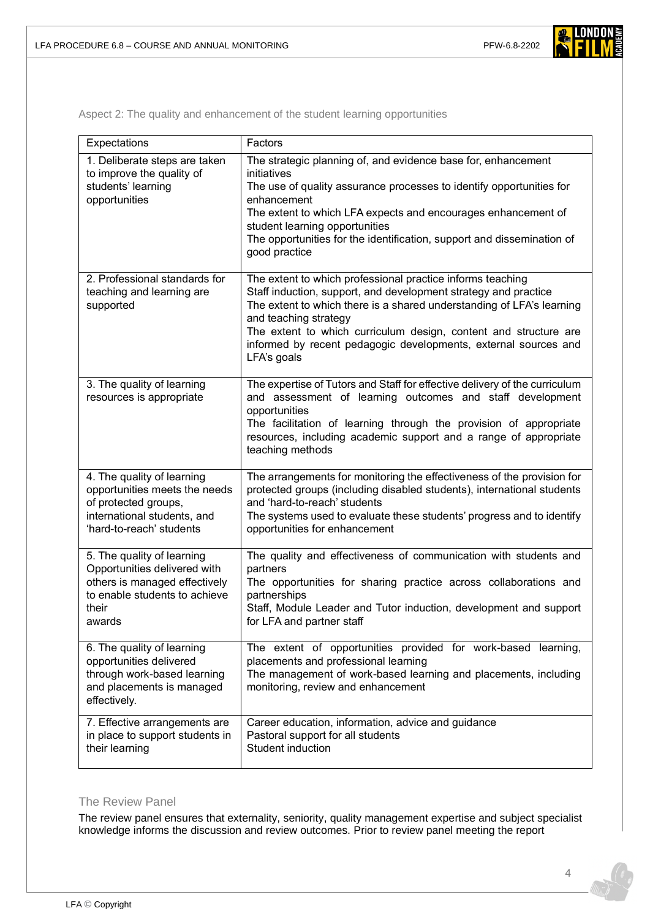### Aspect 2: The quality and enhancement of the student learning opportunities

| Expectations | Factors |
|---|---|
| 1. Deliberate steps are taken to improve the quality of students' learning opportunities | The strategic planning of, and evidence base for, enhancement initiatives<br>The use of quality assurance processes to identify opportunities for enhancement<br>The extent to which LFA expects and encourages enhancement of student learning opportunities<br>The opportunities for the identification, support and dissemination of good practice |
| 2. Professional standards for teaching and learning are supported | The extent to which professional practice informs teaching<br>Staff induction, support, and development strategy and practice<br>The extent to which there is a shared understanding of LFA's learning and teaching strategy<br>The extent to which curriculum design, content and structure are informed by recent pedagogic developments, external sources and LFA's goals |
| 3. The quality of learning resources is appropriate | The expertise of Tutors and Staff for effective delivery of the curriculum and assessment of learning outcomes and staff development opportunities<br>The facilitation of learning through the provision of appropriate resources, including academic support and a range of appropriate teaching methods |
| 4. The quality of learning opportunities meets the needs of protected groups, international students, and 'hard-to-reach' students | The arrangements for monitoring the effectiveness of the provision for protected groups (including disabled students), international students and 'hard-to-reach' students<br>The systems used to evaluate these students' progress and to identify opportunities for enhancement |
| 5. The quality of learning Opportunities delivered with others is managed effectively to enable students to achieve their awards | The quality and effectiveness of communication with students and partners<br>The opportunities for sharing practice across collaborations and partnerships<br>Staff, Module Leader and Tutor induction, development and support for LFA and partner staff |
| 6. The quality of learning opportunities delivered through work-based learning and placements is managed effectively. | The extent of opportunities provided for work-based learning, placements and professional learning<br>The management of work-based learning and placements, including monitoring, review and enhancement |
| 7. Effective arrangements are in place to support students in their learning | Career education, information, advice and guidance<br>Pastoral support for all students<br>Student induction |

### The Review Panel

The review panel ensures that externality, seniority, quality management expertise and subject specialist knowledge informs the discussion and review outcomes. Prior to review panel meeting the report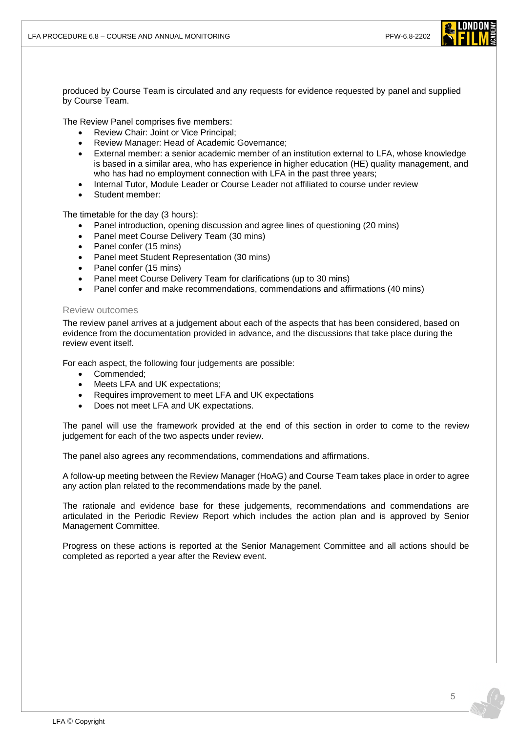produced by Course Team is circulated and any requests for evidence requested by panel and supplied by Course Team.

The Review Panel comprises five members:

- Review Chair: Joint or Vice Principal;
- Review Manager: Head of Academic Governance;
- External member: a senior academic member of an institution external to LFA, whose knowledge is based in a similar area, who has experience in higher education (HE) quality management, and who has had no employment connection with LFA in the past three years;
- Internal Tutor, Module Leader or Course Leader not affiliated to course under review
- Student member:

The timetable for the day (3 hours):

- Panel introduction, opening discussion and agree lines of questioning (20 mins)
- Panel meet Course Delivery Team (30 mins)
- Panel confer (15 mins)
- Panel meet Student Representation (30 mins)
- Panel confer (15 mins)
- Panel meet Course Delivery Team for clarifications (up to 30 mins)
- Panel confer and make recommendations, commendations and affirmations (40 mins)

## Review outcomes

The review panel arrives at a judgement about each of the aspects that has been considered, based on evidence from the documentation provided in advance, and the discussions that take place during the review event itself.

For each aspect, the following four judgements are possible:

- Commended;
- Meets LFA and UK expectations;
- Requires improvement to meet LFA and UK expectations
- Does not meet LFA and UK expectations.

The panel will use the framework provided at the end of this section in order to come to the review judgement for each of the two aspects under review.

The panel also agrees any recommendations, commendations and affirmations.

A follow-up meeting between the Review Manager (HoAG) and Course Team takes place in order to agree any action plan related to the recommendations made by the panel.

The rationale and evidence base for these judgements, recommendations and commendations are articulated in the Periodic Review Report which includes the action plan and is approved by Senior Management Committee.

Progress on these actions is reported at the Senior Management Committee and all actions should be completed as reported a year after the Review event.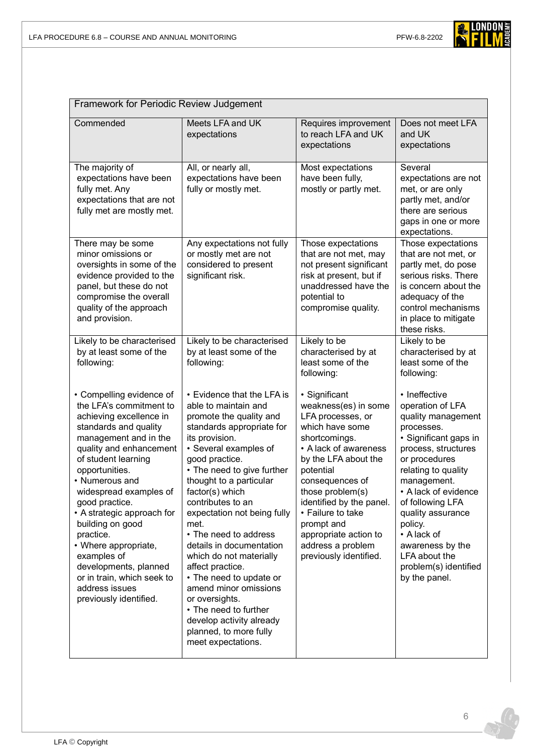| Framework for Periodic Review Judgement | | | |
|---|---|---|---|
| Commended | Meets LFA and UK expectations | Requires improvement to reach LFA and UK expectations | Does not meet LFA and UK expectations |
| The majority of expectations have been fully met. Any expectations that are not fully met are mostly met. | All, or nearly all, expectations have been fully or mostly met. | Most expectations have been fully, mostly or partly met. | Several expectations are not met, or are only partly met, and/or there are serious gaps in one or more expectations. |
| There may be some minor omissions or oversights in some of the evidence provided to the panel, but these do not compromise the overall quality of the approach and provision. | Any expectations not fully or mostly met are not considered to present significant risk. | Those expectations that are not met, may not present significant risk at present, but if unaddressed have the potential to compromise quality. | Those expectations that are not met, or partly met, do pose serious risks. There is concern about the adequacy of the control mechanisms in place to mitigate these risks. |
| Likely to be characterised by at least some of the following:<br><br>• Compelling evidence of the LFA's commitment to achieving excellence in standards and quality management and in the quality and enhancement of student learning opportunities.<br>• Numerous and widespread examples of good practice.<br>• A strategic approach for building on good practice.<br>• Where appropriate, examples of developments, planned or in train, which seek to address issues previously identified. | Likely to be characterised by at least some of the following:<br><br>• Evidence that the LFA is able to maintain and promote the quality and standards appropriate for its provision.<br>• Several examples of good practice.<br>• The need to give further thought to a particular factor(s) which contributes to an expectation not being fully met.<br>• The need to address details in documentation which do not materially affect practice.<br>• The need to update or amend minor omissions or oversights.<br>• The need to further develop activity already planned, to more fully meet expectations. | Likely to be characterised by at least some of the following:<br><br>• Significant weakness(es) in some LFA processes, or which have some shortcomings.<br>• A lack of awareness by the LFA about the potential consequences of those problem(s) identified by the panel.<br>• Failure to take prompt and appropriate action to address a problem previously identified. | Likely to be characterised by at least some of the following:<br><br>• Ineffective operation of LFA quality management processes.<br>• Significant gaps in process, structures or procedures relating to quality management.<br>• A lack of evidence of following LFA quality assurance policy.<br>• A lack of awareness by the LFA about the problem(s) identified by the panel. |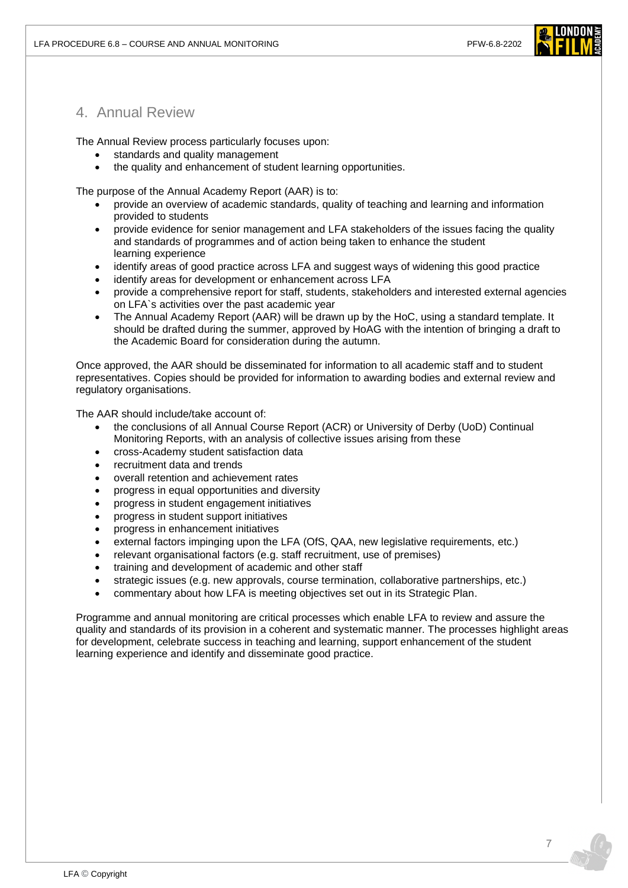## 4. Annual Review

The Annual Review process particularly focuses upon:

- standards and quality management
- the quality and enhancement of student learning opportunities.

The purpose of the Annual Academy Report (AAR) is to:

- provide an overview of academic standards, quality of teaching and learning and information provided to students
- provide evidence for senior management and LFA stakeholders of the issues facing the quality and standards of programmes and of action being taken to enhance the student learning experience
- identify areas of good practice across LFA and suggest ways of widening this good practice
- identify areas for development or enhancement across LFA
- provide a comprehensive report for staff, students, stakeholders and interested external agencies on LFA`s activities over the past academic year
- The Annual Academy Report (AAR) will be drawn up by the HoC, using a standard template. It should be drafted during the summer, approved by HoAG with the intention of bringing a draft to the Academic Board for consideration during the autumn.

Once approved, the AAR should be disseminated for information to all academic staff and to student representatives. Copies should be provided for information to awarding bodies and external review and regulatory organisations.

The AAR should include/take account of:

- the conclusions of all Annual Course Report (ACR) or University of Derby (UoD) Continual Monitoring Reports, with an analysis of collective issues arising from these
- cross-Academy student satisfaction data
- recruitment data and trends
- overall retention and achievement rates
- progress in equal opportunities and diversity
- progress in student engagement initiatives
- progress in student support initiatives
- progress in enhancement initiatives
- external factors impinging upon the LFA (OfS, QAA, new legislative requirements, etc.)
- relevant organisational factors (e.g. staff recruitment, use of premises)
- training and development of academic and other staff
- strategic issues (e.g. new approvals, course termination, collaborative partnerships, etc.)
- commentary about how LFA is meeting objectives set out in its Strategic Plan.

Programme and annual monitoring are critical processes which enable LFA to review and assure the quality and standards of its provision in a coherent and systematic manner. The processes highlight areas for development, celebrate success in teaching and learning, support enhancement of the student learning experience and identify and disseminate good practice.